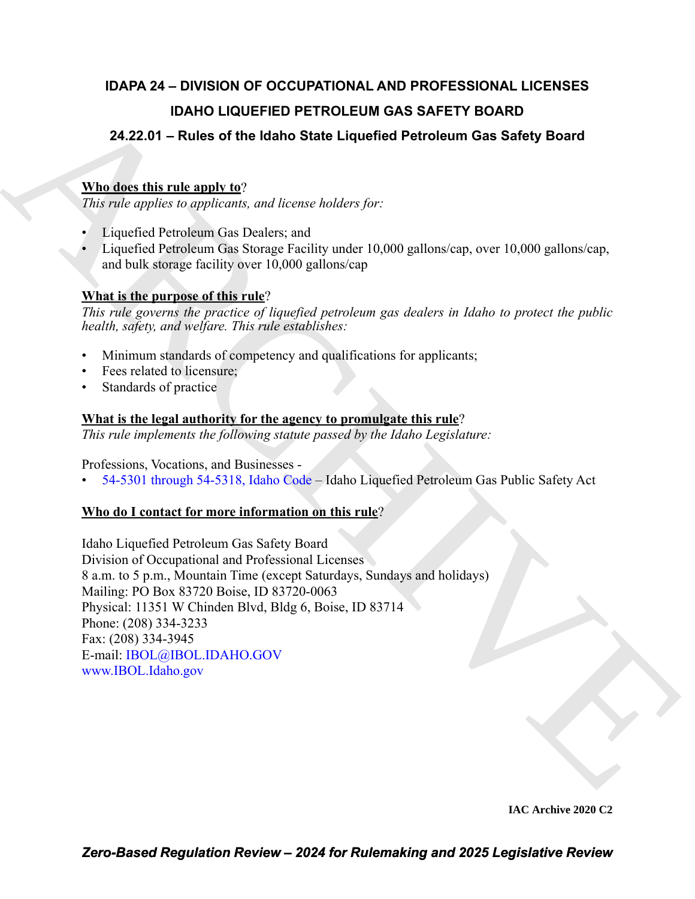# IDAPA 24 – DIVISION OF OCCUPATIONAL AND PROFESSIONAL LICENSES

## IDAHO LIQUEFIED PETROLEUM GAS SAFETY BOARD

### 24.22.01 – Rules of the Idaho State Liquefied Petroleum Gas Safety Board

**Who does this rule apply to**?

*This rule applies to applicants, and license holders for:*

- Liquefied Petroleum Gas Dealers; and
- Liquefied Petroleum Gas Storage Facility under 10,000 gallons/cap, over 10,000 gallons/cap, and bulk storage facility over 10,000 gallons/cap

**What is the purpose of this rule**?

*This rule governs the practice of liquefied petroleum gas dealers in Idaho to protect the public health, safety, and welfare. This rule establishes:*

- Minimum standards of competency and qualifications for applicants;
- Fees related to licensure;
- Standards of practice

**What is the legal authority for the agency to promulgate this rule**?

*This rule implements the following statute passed by the Idaho Legislature:*

Professions, Vocations, and Businesses -

- 54-5301 through 54-5318, Idaho Code – Idaho Liquefied Petroleum Gas Public Safety Act

**Who do I contact for more information on this rule**?

Idaho Liquefied Petroleum Gas Safety Board
Division of Occupational and Professional Licenses
8 a.m. to 5 p.m., Mountain Time (except Saturdays, Sundays and holidays)
Mailing: PO Box 83720 Boise, ID 83720-0063
Physical: 11351 W Chinden Blvd, Bldg 6, Boise, ID 83714
Phone: (208) 334-3233
Fax: (208) 334-3945
E-mail: IBOL@IBOL.IDAHO.GOV
www.IBOL.Idaho.gov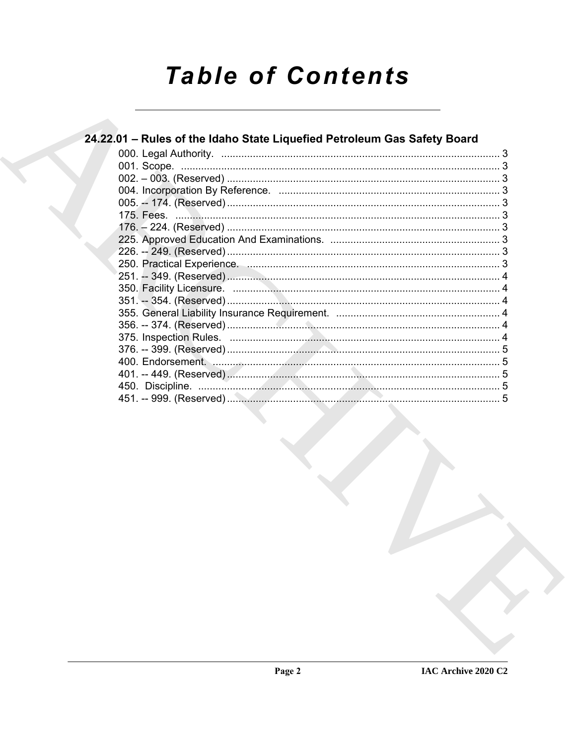# Table of Contents

## 24.22.01 – Rules of the Idaho State Liquefied Petroleum Gas Safety Board

000. Legal Authority. ........................................................................................ 3
001. Scope. ........................................................................................ 3
002. – 003. (Reserved) ........................................................................................ 3
004. Incorporation By Reference. ........................................................................................ 3
005. -- 174. (Reserved) ........................................................................................ 3
175. Fees. ........................................................................................ 3
176. – 224. (Reserved) ........................................................................................ 3
225. Approved Education And Examinations. ........................................................................................ 3
226. -- 249. (Reserved) ........................................................................................ 3
250. Practical Experience. ........................................................................................ 3
251. -- 349. (Reserved) ........................................................................................ 4
350. Facility Licensure. ........................................................................................ 4
351. -- 354. (Reserved) ........................................................................................ 4
355. General Liability Insurance Requirement. ........................................................................................ 4
356. -- 374. (Reserved) ........................................................................................ 4
375. Inspection Rules. ........................................................................................ 4
376. -- 399. (Reserved) ........................................................................................ 5
400. Endorsement. ........................................................................................ 5
401. -- 449. (Reserved) ........................................................................................ 5
450. Discipline. ........................................................................................ 5
451. -- 999. (Reserved) ........................................................................................ 5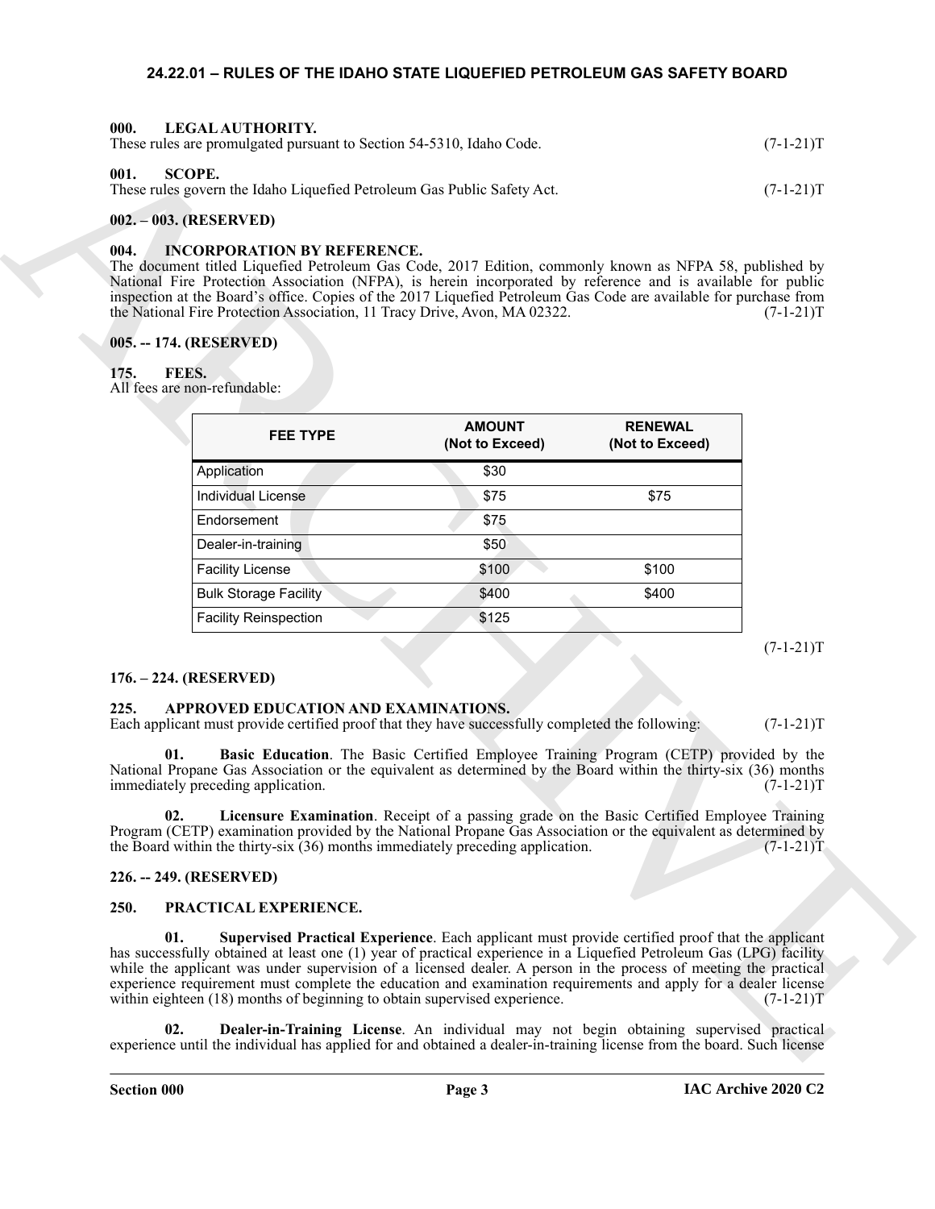## 24.22.01 – RULES OF THE IDAHO STATE LIQUEFIED PETROLEUM GAS SAFETY BOARD

### 000. LEGAL AUTHORITY.

These rules are promulgated pursuant to Section 54-5310, Idaho Code. (7-1-21)T

### 001. SCOPE.

These rules govern the Idaho Liquefied Petroleum Gas Public Safety Act. (7-1-21)T

### 002. – 003. (RESERVED)

### 004. INCORPORATION BY REFERENCE.

The document titled Liquefied Petroleum Gas Code, 2017 Edition, commonly known as NFPA 58, published by National Fire Protection Association (NFPA), is herein incorporated by reference and is available for public inspection at the Board's office. Copies of the 2017 Liquefied Petroleum Gas Code are available for purchase from the National Fire Protection Association, 11 Tracy Drive, Avon, MA 02322. (7-1-21)T

### 005. -- 174. (RESERVED)

### 175. FEES.

All fees are non-refundable:

| FEE TYPE | AMOUNT (Not to Exceed) | RENEWAL (Not to Exceed) |
|---|---|---|
| Application | $30 | |
| Individual License | $75 | $75 |
| Endorsement | $75 | |
| Dealer-in-training | $50 | |
| Facility License | $100 | $100 |
| Bulk Storage Facility | $400 | $400 |
| Facility Reinspection | $125 | |

(7-1-21)T

### 176. – 224. (RESERVED)

### 225. APPROVED EDUCATION AND EXAMINATIONS.

Each applicant must provide certified proof that they have successfully completed the following: (7-1-21)T

**01. Basic Education**. The Basic Certified Employee Training Program (CETP) provided by the National Propane Gas Association or the equivalent as determined by the Board within the thirty-six (36) months immediately preceding application. (7-1-21)T

**02. Licensure Examination**. Receipt of a passing grade on the Basic Certified Employee Training Program (CETP) examination provided by the National Propane Gas Association or the equivalent as determined by the Board within the thirty-six (36) months immediately preceding application. (7-1-21)T

### 226. -- 249. (RESERVED)

### 250. PRACTICAL EXPERIENCE.

**01. Supervised Practical Experience**. Each applicant must provide certified proof that the applicant has successfully obtained at least one (1) year of practical experience in a Liquefied Petroleum Gas (LPG) facility while the applicant was under supervision of a licensed dealer. A person in the process of meeting the practical experience requirement must complete the education and examination requirements and apply for a dealer license within eighteen (18) months of beginning to obtain supervised experience. (7-1-21)T

**02. Dealer-in-Training License**. An individual may not begin obtaining supervised practical experience until the individual has applied for and obtained a dealer-in-training license from the board. Such license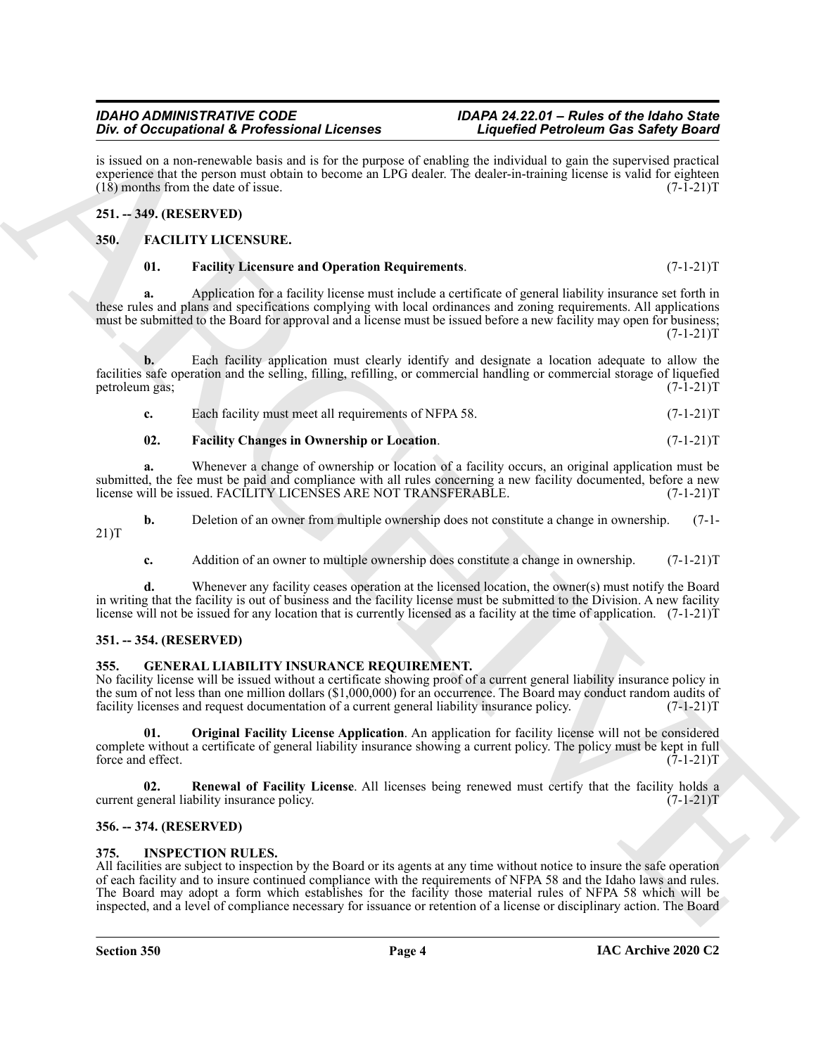is issued on a non-renewable basis and is for the purpose of enabling the individual to gain the supervised practical experience that the person must obtain to become an LPG dealer. The dealer-in-training license is valid for eighteen (18) months from the date of issue. (7-1-21)T

## 251. -- 349. (RESERVED)

## 350. FACILITY LICENSURE.

**01. Facility Licensure and Operation Requirements**. (7-1-21)T

**a.** Application for a facility license must include a certificate of general liability insurance set forth in these rules and plans and specifications complying with local ordinances and zoning requirements. All applications must be submitted to the Board for approval and a license must be issued before a new facility may open for business; (7-1-21)T

**b.** Each facility application must clearly identify and designate a location adequate to allow the facilities safe operation and the selling, filling, refilling, or commercial handling or commercial storage of liquefied petroleum gas; (7-1-21)T

**c.** Each facility must meet all requirements of NFPA 58. (7-1-21)T

**02. Facility Changes in Ownership or Location**. (7-1-21)T

**a.** Whenever a change of ownership or location of a facility occurs, an original application must be submitted, the fee must be paid and compliance with all rules concerning a new facility documented, before a new license will be issued. FACILITY LICENSES ARE NOT TRANSFERABLE. (7-1-21)T

**b.** Deletion of an owner from multiple ownership does not constitute a change in ownership. (7-1-21)T

**c.** Addition of an owner to multiple ownership does constitute a change in ownership. (7-1-21)T

**d.** Whenever any facility ceases operation at the licensed location, the owner(s) must notify the Board in writing that the facility is out of business and the facility license must be submitted to the Division. A new facility license will not be issued for any location that is currently licensed as a facility at the time of application. (7-1-21)T

## 351. -- 354. (RESERVED)

## 355. GENERAL LIABILITY INSURANCE REQUIREMENT.

No facility license will be issued without a certificate showing proof of a current general liability insurance policy in the sum of not less than one million dollars ($1,000,000) for an occurrence. The Board may conduct random audits of facility licenses and request documentation of a current general liability insurance policy. (7-1-21)T

**01. Original Facility License Application**. An application for facility license will not be considered complete without a certificate of general liability insurance showing a current policy. The policy must be kept in full force and effect. (7-1-21)T

**02. Renewal of Facility License**. All licenses being renewed must certify that the facility holds a current general liability insurance policy. (7-1-21)T

## 356. -- 374. (RESERVED)

## 375. INSPECTION RULES.

All facilities are subject to inspection by the Board or its agents at any time without notice to insure the safe operation of each facility and to insure continued compliance with the requirements of NFPA 58 and the Idaho laws and rules. The Board may adopt a form which establishes for the facility those material rules of NFPA 58 which will be inspected, and a level of compliance necessary for issuance or retention of a license or disciplinary action. The Board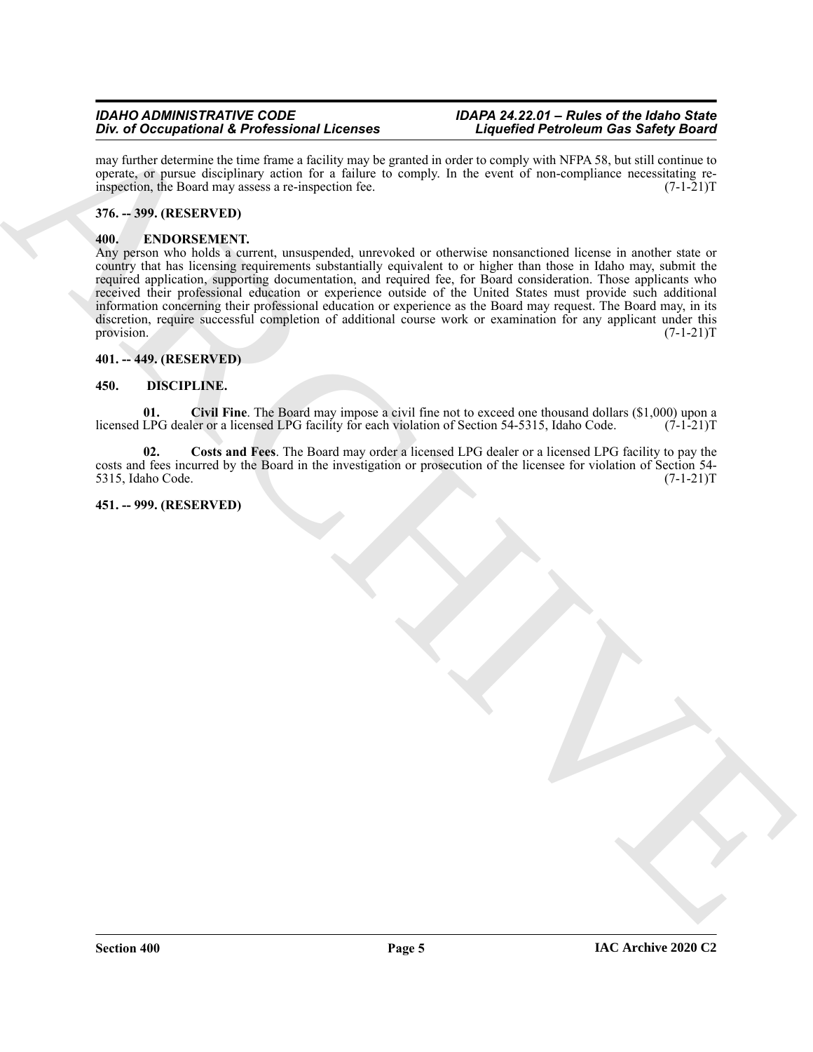may further determine the time frame a facility may be granted in order to comply with NFPA 58, but still continue to operate, or pursue disciplinary action for a failure to comply. In the event of non-compliance necessitating re-inspection, the Board may assess a re-inspection fee. (7-1-21)T

**376. -- 399. (RESERVED)**

**400. ENDORSEMENT.**

Any person who holds a current, unsuspended, unrevoked or otherwise nonsanctioned license in another state or country that has licensing requirements substantially equivalent to or higher than those in Idaho may, submit the required application, supporting documentation, and required fee, for Board consideration. Those applicants who received their professional education or experience outside of the United States must provide such additional information concerning their professional education or experience as the Board may request. The Board may, in its discretion, require successful completion of additional course work or examination for any applicant under this provision. (7-1-21)T

**401. -- 449. (RESERVED)**

**450. DISCIPLINE.**

**01. Civil Fine**. The Board may impose a civil fine not to exceed one thousand dollars ($1,000) upon a licensed LPG dealer or a licensed LPG facility for each violation of Section 54-5315, Idaho Code. (7-1-21)T

**02. Costs and Fees**. The Board may order a licensed LPG dealer or a licensed LPG facility to pay the costs and fees incurred by the Board in the investigation or prosecution of the licensee for violation of Section 54-5315, Idaho Code. (7-1-21)T

**451. -- 999. (RESERVED)**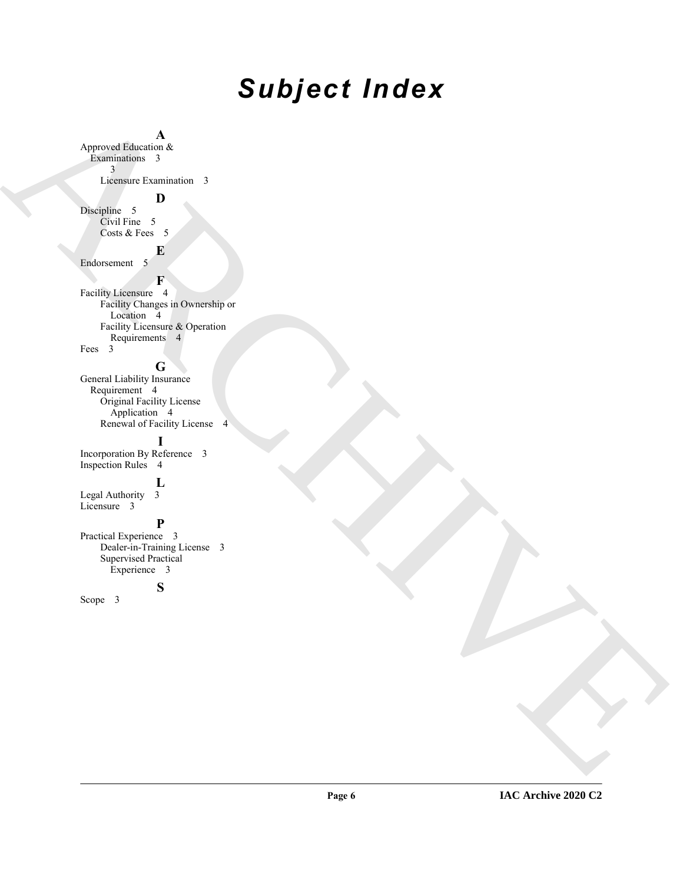# Subject Index

**A**

Approved Education & Examinations 3
    3
    Licensure Examination 3

**D**

Discipline 5
    Civil Fine 5
    Costs & Fees 5

**E**

Endorsement 5

**F**

Facility Licensure 4
    Facility Changes in Ownership or Location 4
    Facility Licensure & Operation Requirements 4
Fees 3

**G**

General Liability Insurance Requirement 4
    Original Facility License Application 4
    Renewal of Facility License 4

**I**

Incorporation By Reference 3
Inspection Rules 4

**L**

Legal Authority 3
Licensure 3

**P**

Practical Experience 3
    Dealer-in-Training License 3
    Supervised Practical Experience 3

**S**

Scope 3